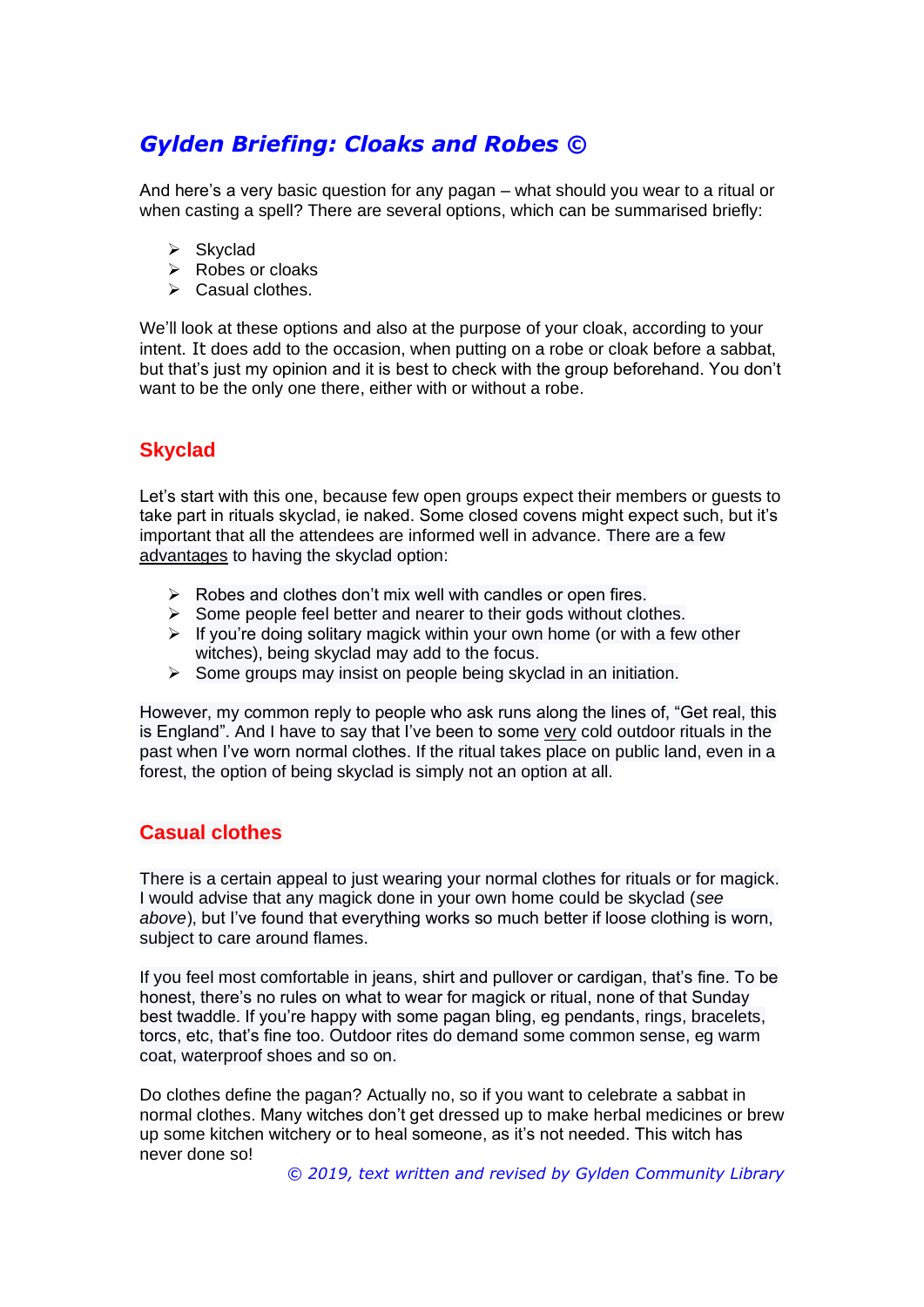# *Gylden Briefing: Cloaks and Robes ©*

And here's a very basic question for any pagan – what should you wear to a ritual or when casting a spell? There are several options, which can be summarised briefly:

- Skyclad
- Robes or cloaks
- Casual clothes.

We'll look at these options and also at the purpose of your cloak, according to your intent. It does add to the occasion, when putting on a robe or cloak before a sabbat, but that's just my opinion and it is best to check with the group beforehand. You don't want to be the only one there, either with or without a robe.

## Skyclad

Let's start with this one, because few open groups expect their members or guests to take part in rituals skyclad, ie naked. Some closed covens might expect such, but it's important that all the attendees are informed well in advance. There are a few advantages to having the skyclad option:

- Robes and clothes don't mix well with candles or open fires.
- Some people feel better and nearer to their gods without clothes.
- If you're doing solitary magick within your own home (or with a few other witches), being skyclad may add to the focus.
- Some groups may insist on people being skyclad in an initiation.

However, my common reply to people who ask runs along the lines of, "Get real, this is England". And I have to say that I've been to some very cold outdoor rituals in the past when I've worn normal clothes. If the ritual takes place on public land, even in a forest, the option of being skyclad is simply not an option at all.

## Casual clothes

There is a certain appeal to just wearing your normal clothes for rituals or for magick. I would advise that any magick done in your own home could be skyclad (*see above*), but I've found that everything works so much better if loose clothing is worn, subject to care around flames.

If you feel most comfortable in jeans, shirt and pullover or cardigan, that's fine. To be honest, there's no rules on what to wear for magick or ritual, none of that Sunday best twaddle. If you're happy with some pagan bling, eg pendants, rings, bracelets, torcs, etc, that's fine too. Outdoor rites do demand some common sense, eg warm coat, waterproof shoes and so on.

Do clothes define the pagan? Actually no, so if you want to celebrate a sabbat in normal clothes. Many witches don't get dressed up to make herbal medicines or brew up some kitchen witchery or to heal someone, as it's not needed. This witch has never done so!

*© 2019, text written and revised by Gylden Community Library*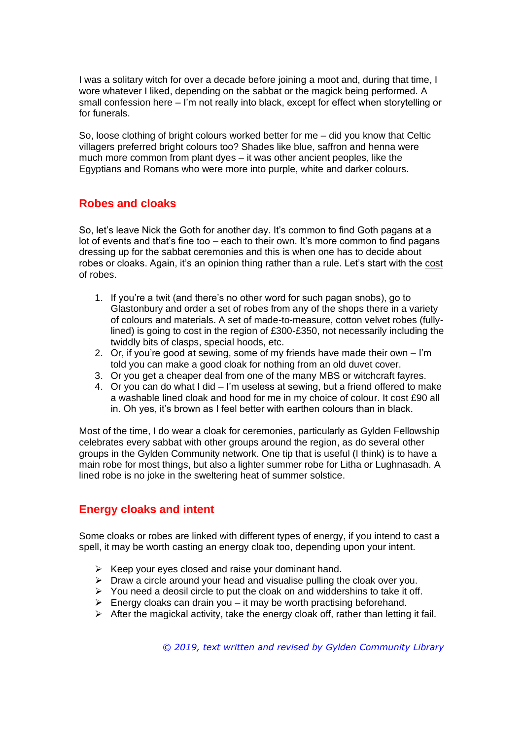I was a solitary witch for over a decade before joining a moot and, during that time, I wore whatever I liked, depending on the sabbat or the magick being performed. A small confession here – I'm not really into black, except for effect when storytelling or for funerals.

So, loose clothing of bright colours worked better for me – did you know that Celtic villagers preferred bright colours too? Shades like blue, saffron and henna were much more common from plant dyes – it was other ancient peoples, like the Egyptians and Romans who were more into purple, white and darker colours.

## Robes and cloaks

So, let's leave Nick the Goth for another day. It's common to find Goth pagans at a lot of events and that's fine too – each to their own. It's more common to find pagans dressing up for the sabbat ceremonies and this is when one has to decide about robes or cloaks. Again, it's an opinion thing rather than a rule. Let's start with the cost of robes.

1. If you're a twit (and there's no other word for such pagan snobs), go to Glastonbury and order a set of robes from any of the shops there in a variety of colours and materials. A set of made-to-measure, cotton velvet robes (fully-lined) is going to cost in the region of £300-£350, not necessarily including the twiddly bits of clasps, special hoods, etc.
2. Or, if you're good at sewing, some of my friends have made their own – I'm told you can make a good cloak for nothing from an old duvet cover.
3. Or you get a cheaper deal from one of the many MBS or witchcraft fayres.
4. Or you can do what I did – I'm useless at sewing, but a friend offered to make a washable lined cloak and hood for me in my choice of colour. It cost £90 all in. Oh yes, it's brown as I feel better with earthen colours than in black.

Most of the time, I do wear a cloak for ceremonies, particularly as Gylden Fellowship celebrates every sabbat with other groups around the region, as do several other groups in the Gylden Community network. One tip that is useful (I think) is to have a main robe for most things, but also a lighter summer robe for Litha or Lughnasadh. A lined robe is no joke in the sweltering heat of summer solstice.

## Energy cloaks and intent

Some cloaks or robes are linked with different types of energy, if you intend to cast a spell, it may be worth casting an energy cloak too, depending upon your intent.

- Keep your eyes closed and raise your dominant hand.
- Draw a circle around your head and visualise pulling the cloak over you.
- You need a deosil circle to put the cloak on and widdershins to take it off.
- Energy cloaks can drain you – it may be worth practising beforehand.
- After the magickal activity, take the energy cloak off, rather than letting it fail.

*© 2019, text written and revised by Gylden Community Library*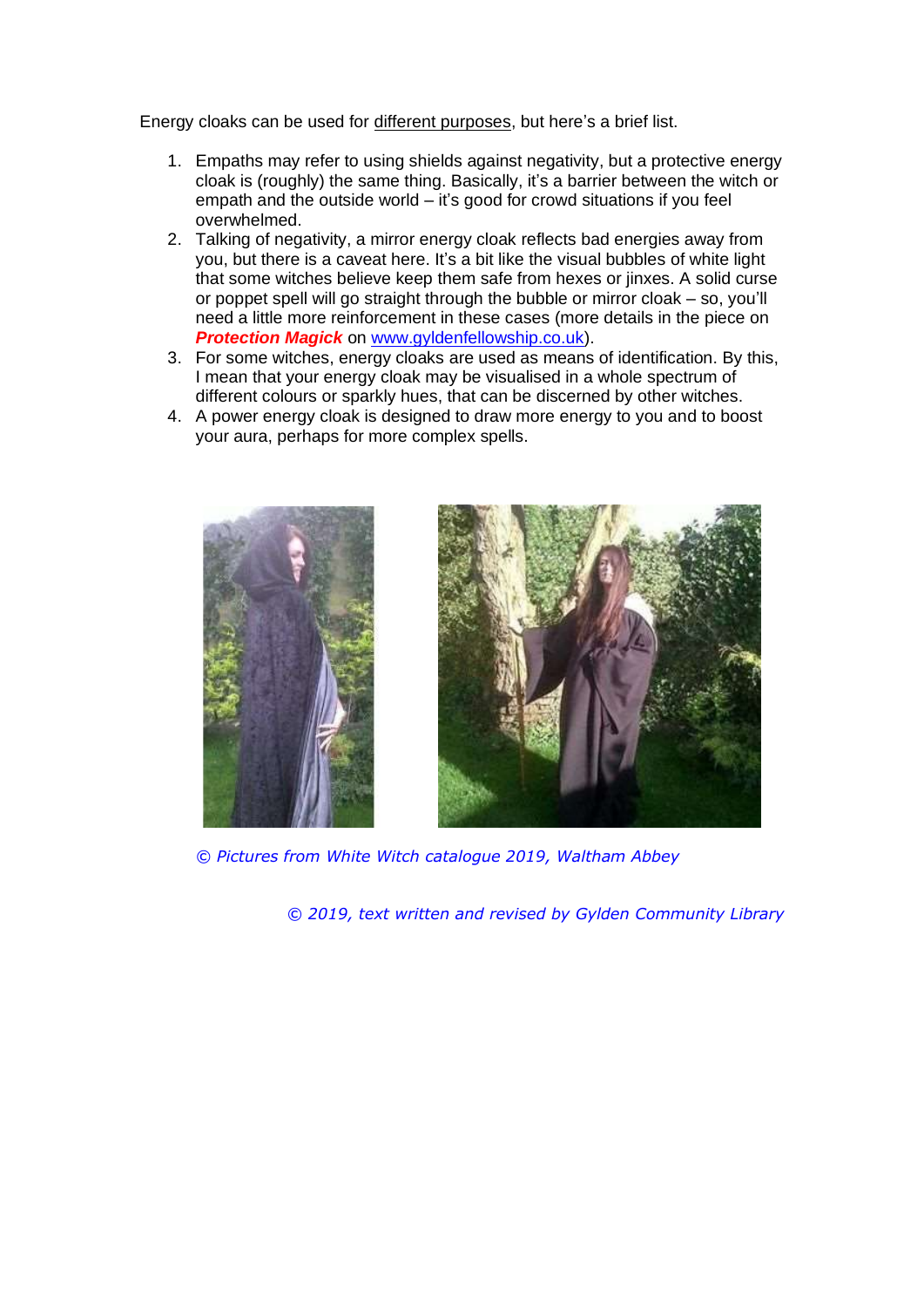Energy cloaks can be used for different purposes, but here's a brief list.

1. Empaths may refer to using shields against negativity, but a protective energy cloak is (roughly) the same thing. Basically, it's a barrier between the witch or empath and the outside world – it's good for crowd situations if you feel overwhelmed.
2. Talking of negativity, a mirror energy cloak reflects bad energies away from you, but there is a caveat here. It's a bit like the visual bubbles of white light that some witches believe keep them safe from hexes or jinxes. A solid curse or poppet spell will go straight through the bubble or mirror cloak – so, you'll need a little more reinforcement in these cases (more details in the piece on ***Protection Magick*** on [www.gyldenfellowship.co.uk](http://www.gyldenfellowship.co.uk)).
3. For some witches, energy cloaks are used as means of identification. By this, I mean that your energy cloak may be visualised in a whole spectrum of different colours or sparkly hues, that can be discerned by other witches.
4. A power energy cloak is designed to draw more energy to you and to boost your aura, perhaps for more complex spells.

*© Pictures from White Witch catalogue 2019, Waltham Abbey*

*© 2019, text written and revised by Gylden Community Library*